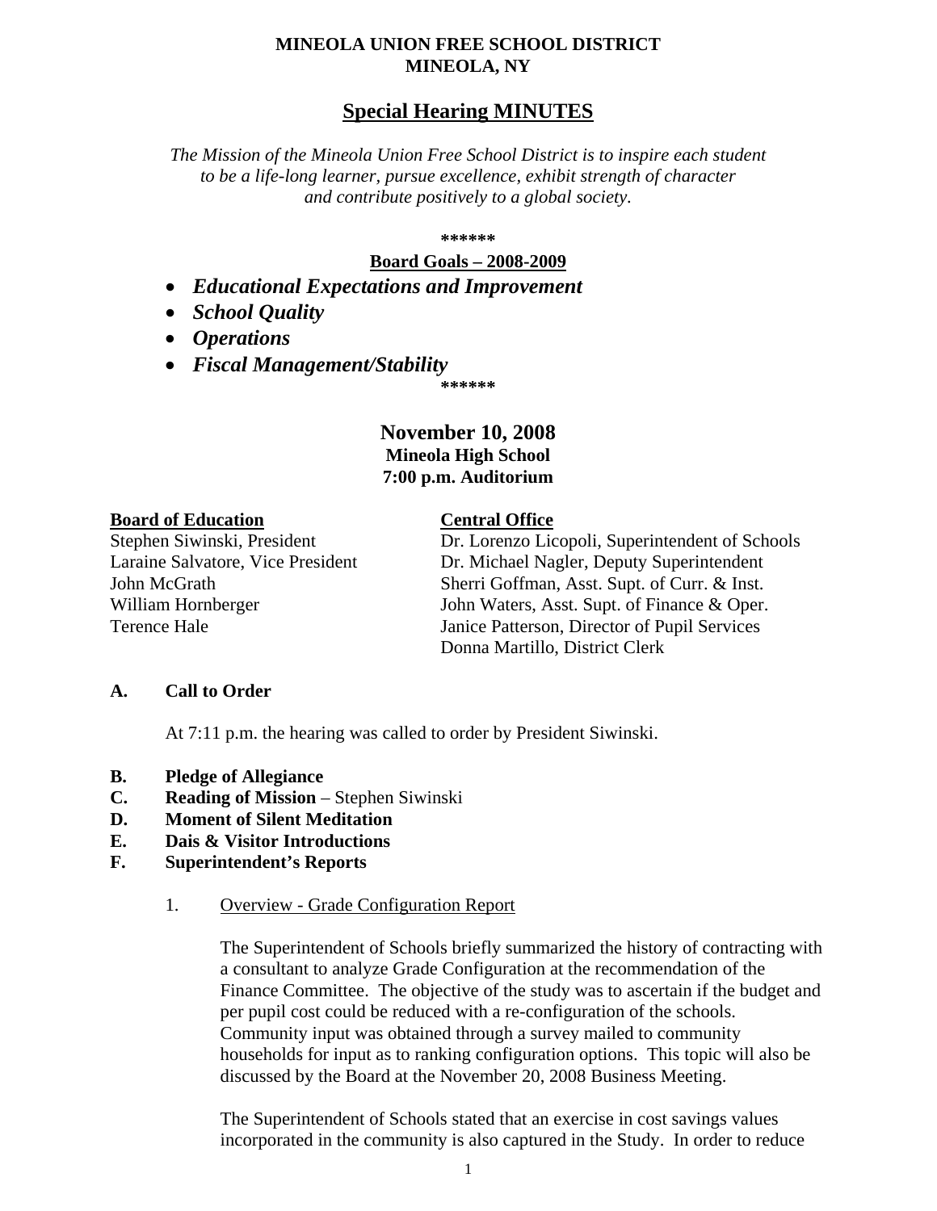**MINEOLA UNION FREE SCHOOL DISTRICT**
**MINEOLA, NY**

# Special Hearing MINUTES

*The Mission of the Mineola Union Free School District is to inspire each student to be a life-long learner, pursue excellence, exhibit strength of character and contribute positively to a global society.*

**\*\*\*\*\*\***

**Board Goals – 2008-2009**

- ***Educational Expectations and Improvement***
- ***School Quality***
- ***Operations***
- ***Fiscal Management/Stability***

**\*\*\*\*\*\***

## November 10, 2008
**Mineola High School**
**7:00 p.m. Auditorium**

**Board of Education**
Stephen Siwinski, President
Laraine Salvatore, Vice President
John McGrath
William Hornberger
Terence Hale

**Central Office**
Dr. Lorenzo Licopoli, Superintendent of Schools
Dr. Michael Nagler, Deputy Superintendent
Sherri Goffman, Asst. Supt. of Curr. & Inst.
John Waters, Asst. Supt. of Finance & Oper.
Janice Patterson, Director of Pupil Services
Donna Martillo, District Clerk

**A. Call to Order**

At 7:11 p.m. the hearing was called to order by President Siwinski.

**B. Pledge of Allegiance**
**C. Reading of Mission** – Stephen Siwinski
**D. Moment of Silent Meditation**
**E. Dais & Visitor Introductions**
**F. Superintendent's Reports**

1. Overview - Grade Configuration Report

The Superintendent of Schools briefly summarized the history of contracting with a consultant to analyze Grade Configuration at the recommendation of the Finance Committee. The objective of the study was to ascertain if the budget and per pupil cost could be reduced with a re-configuration of the schools. Community input was obtained through a survey mailed to community households for input as to ranking configuration options. This topic will also be discussed by the Board at the November 20, 2008 Business Meeting.

The Superintendent of Schools stated that an exercise in cost savings values incorporated in the community is also captured in the Study. In order to reduce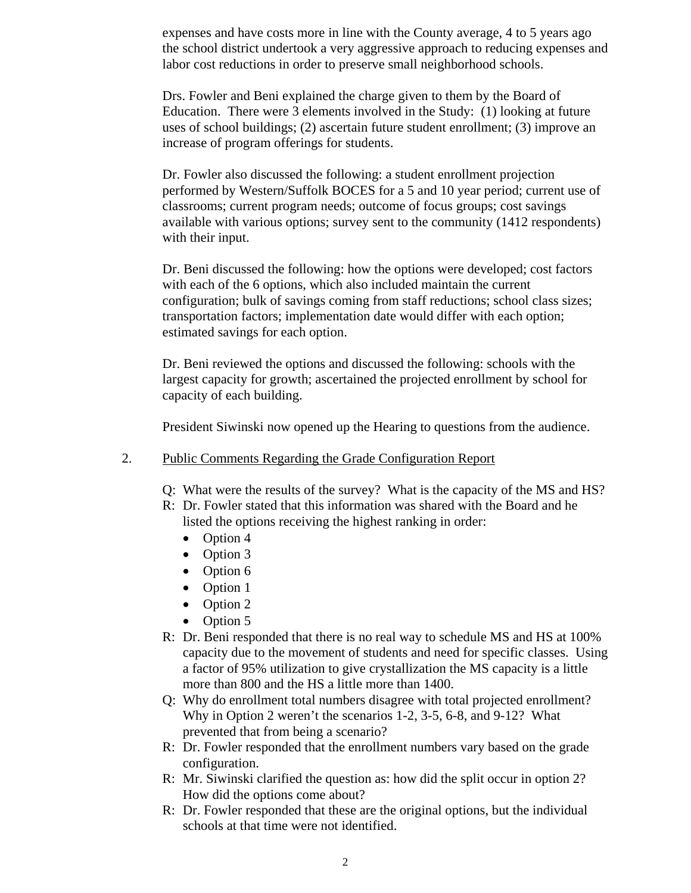expenses and have costs more in line with the County average, 4 to 5 years ago the school district undertook a very aggressive approach to reducing expenses and labor cost reductions in order to preserve small neighborhood schools.

Drs. Fowler and Beni explained the charge given to them by the Board of Education. There were 3 elements involved in the Study: (1) looking at future uses of school buildings; (2) ascertain future student enrollment; (3) improve an increase of program offerings for students.

Dr. Fowler also discussed the following: a student enrollment projection performed by Western/Suffolk BOCES for a 5 and 10 year period; current use of classrooms; current program needs; outcome of focus groups; cost savings available with various options; survey sent to the community (1412 respondents) with their input.

Dr. Beni discussed the following: how the options were developed; cost factors with each of the 6 options, which also included maintain the current configuration; bulk of savings coming from staff reductions; school class sizes; transportation factors; implementation date would differ with each option; estimated savings for each option.

Dr. Beni reviewed the options and discussed the following: schools with the largest capacity for growth; ascertained the projected enrollment by school for capacity of each building.

President Siwinski now opened up the Hearing to questions from the audience.

2. Public Comments Regarding the Grade Configuration Report

Q: What were the results of the survey? What is the capacity of the MS and HS?

R: Dr. Fowler stated that this information was shared with the Board and he listed the options receiving the highest ranking in order:

- Option 4
- Option 3
- Option 6
- Option 1
- Option 2
- Option 5

R: Dr. Beni responded that there is no real way to schedule MS and HS at 100% capacity due to the movement of students and need for specific classes. Using a factor of 95% utilization to give crystallization the MS capacity is a little more than 800 and the HS a little more than 1400.

Q: Why do enrollment total numbers disagree with total projected enrollment? Why in Option 2 weren't the scenarios 1-2, 3-5, 6-8, and 9-12? What prevented that from being a scenario?

R: Dr. Fowler responded that the enrollment numbers vary based on the grade configuration.

R: Mr. Siwinski clarified the question as: how did the split occur in option 2? How did the options come about?

R: Dr. Fowler responded that these are the original options, but the individual schools at that time were not identified.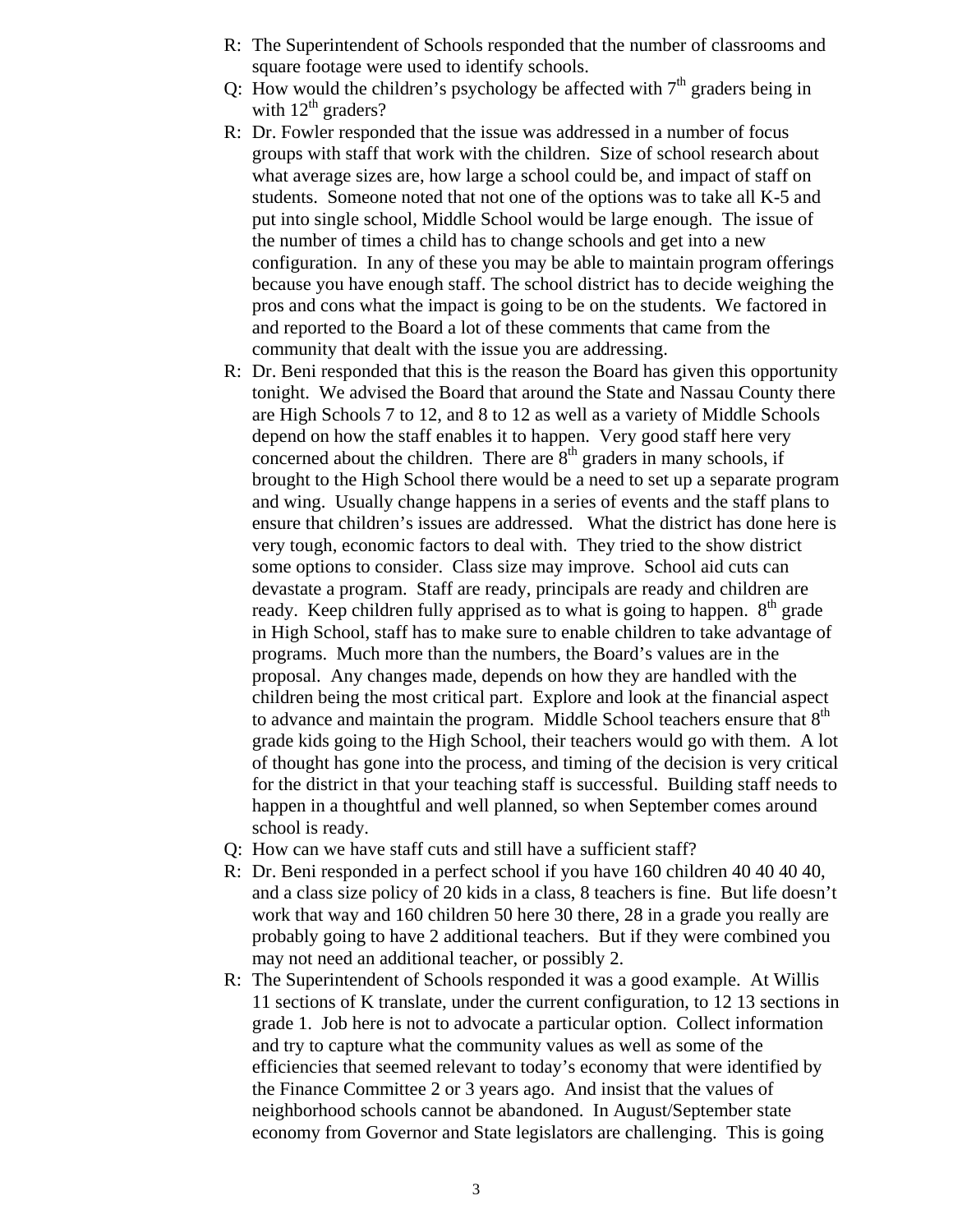R: The Superintendent of Schools responded that the number of classrooms and square footage were used to identify schools.

Q: How would the children's psychology be affected with 7th graders being in with 12th graders?

R: Dr. Fowler responded that the issue was addressed in a number of focus groups with staff that work with the children. Size of school research about what average sizes are, how large a school could be, and impact of staff on students. Someone noted that not one of the options was to take all K-5 and put into single school, Middle School would be large enough. The issue of the number of times a child has to change schools and get into a new configuration. In any of these you may be able to maintain program offerings because you have enough staff. The school district has to decide weighing the pros and cons what the impact is going to be on the students. We factored in and reported to the Board a lot of these comments that came from the community that dealt with the issue you are addressing.

R: Dr. Beni responded that this is the reason the Board has given this opportunity tonight. We advised the Board that around the State and Nassau County there are High Schools 7 to 12, and 8 to 12 as well as a variety of Middle Schools depend on how the staff enables it to happen. Very good staff here very concerned about the children. There are 8th graders in many schools, if brought to the High School there would be a need to set up a separate program and wing. Usually change happens in a series of events and the staff plans to ensure that children's issues are addressed. What the district has done here is very tough, economic factors to deal with. They tried to the show district some options to consider. Class size may improve. School aid cuts can devastate a program. Staff are ready, principals are ready and children are ready. Keep children fully apprised as to what is going to happen. 8th grade in High School, staff has to make sure to enable children to take advantage of programs. Much more than the numbers, the Board's values are in the proposal. Any changes made, depends on how they are handled with the children being the most critical part. Explore and look at the financial aspect to advance and maintain the program. Middle School teachers ensure that 8th grade kids going to the High School, their teachers would go with them. A lot of thought has gone into the process, and timing of the decision is very critical for the district in that your teaching staff is successful. Building staff needs to happen in a thoughtful and well planned, so when September comes around school is ready.

Q: How can we have staff cuts and still have a sufficient staff?

R: Dr. Beni responded in a perfect school if you have 160 children 40 40 40 40, and a class size policy of 20 kids in a class, 8 teachers is fine. But life doesn't work that way and 160 children 50 here 30 there, 28 in a grade you really are probably going to have 2 additional teachers. But if they were combined you may not need an additional teacher, or possibly 2.

R: The Superintendent of Schools responded it was a good example. At Willis 11 sections of K translate, under the current configuration, to 12 13 sections in grade 1. Job here is not to advocate a particular option. Collect information and try to capture what the community values as well as some of the efficiencies that seemed relevant to today's economy that were identified by the Finance Committee 2 or 3 years ago. And insist that the values of neighborhood schools cannot be abandoned. In August/September state economy from Governor and State legislators are challenging. This is going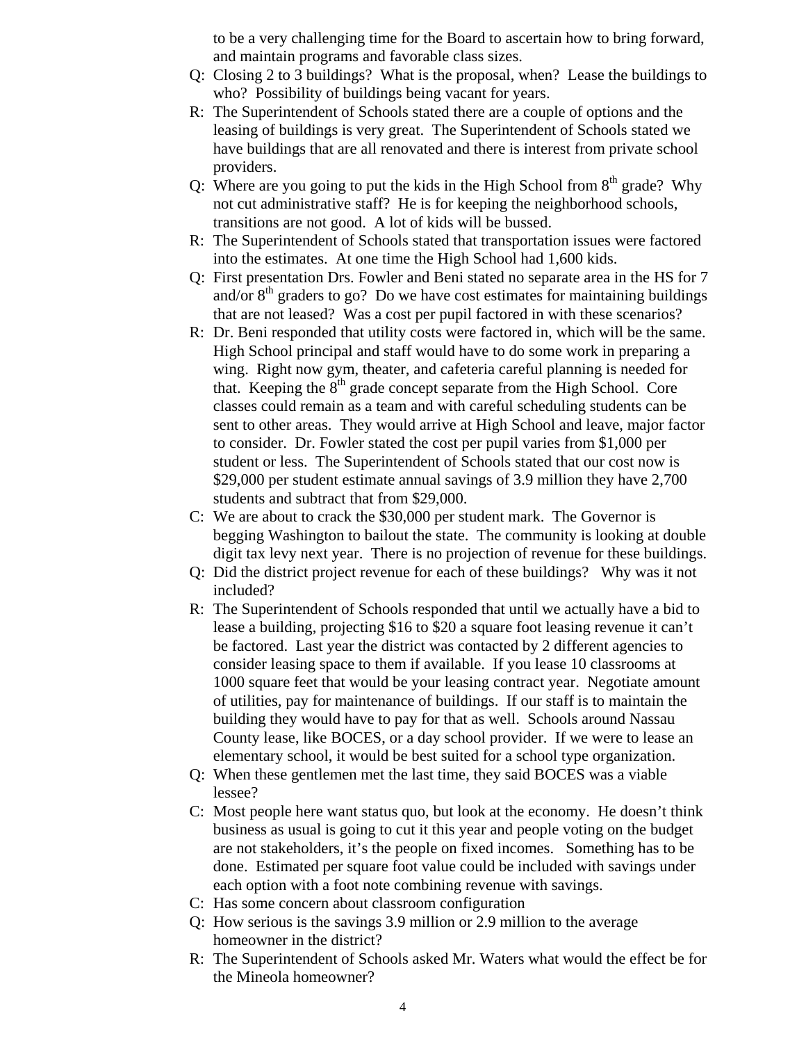to be a very challenging time for the Board to ascertain how to bring forward, and maintain programs and favorable class sizes.

Q: Closing 2 to 3 buildings? What is the proposal, when? Lease the buildings to who? Possibility of buildings being vacant for years.

R: The Superintendent of Schools stated there are a couple of options and the leasing of buildings is very great. The Superintendent of Schools stated we have buildings that are all renovated and there is interest from private school providers.

Q: Where are you going to put the kids in the High School from 8th grade? Why not cut administrative staff? He is for keeping the neighborhood schools, transitions are not good. A lot of kids will be bussed.

R: The Superintendent of Schools stated that transportation issues were factored into the estimates. At one time the High School had 1,600 kids.

Q: First presentation Drs. Fowler and Beni stated no separate area in the HS for 7 and/or 8th graders to go? Do we have cost estimates for maintaining buildings that are not leased? Was a cost per pupil factored in with these scenarios?

R: Dr. Beni responded that utility costs were factored in, which will be the same. High School principal and staff would have to do some work in preparing a wing. Right now gym, theater, and cafeteria careful planning is needed for that. Keeping the 8th grade concept separate from the High School. Core classes could remain as a team and with careful scheduling students can be sent to other areas. They would arrive at High School and leave, major factor to consider. Dr. Fowler stated the cost per pupil varies from $1,000 per student or less. The Superintendent of Schools stated that our cost now is $29,000 per student estimate annual savings of 3.9 million they have 2,700 students and subtract that from $29,000.

C: We are about to crack the $30,000 per student mark. The Governor is begging Washington to bailout the state. The community is looking at double digit tax levy next year. There is no projection of revenue for these buildings.

Q: Did the district project revenue for each of these buildings? Why was it not included?

R: The Superintendent of Schools responded that until we actually have a bid to lease a building, projecting $16 to $20 a square foot leasing revenue it can't be factored. Last year the district was contacted by 2 different agencies to consider leasing space to them if available. If you lease 10 classrooms at 1000 square feet that would be your leasing contract year. Negotiate amount of utilities, pay for maintenance of buildings. If our staff is to maintain the building they would have to pay for that as well. Schools around Nassau County lease, like BOCES, or a day school provider. If we were to lease an elementary school, it would be best suited for a school type organization.

Q: When these gentlemen met the last time, they said BOCES was a viable lessee?

C: Most people here want status quo, but look at the economy. He doesn't think business as usual is going to cut it this year and people voting on the budget are not stakeholders, it's the people on fixed incomes. Something has to be done. Estimated per square foot value could be included with savings under each option with a foot note combining revenue with savings.

C: Has some concern about classroom configuration

Q: How serious is the savings 3.9 million or 2.9 million to the average homeowner in the district?

R: The Superintendent of Schools asked Mr. Waters what would the effect be for the Mineola homeowner?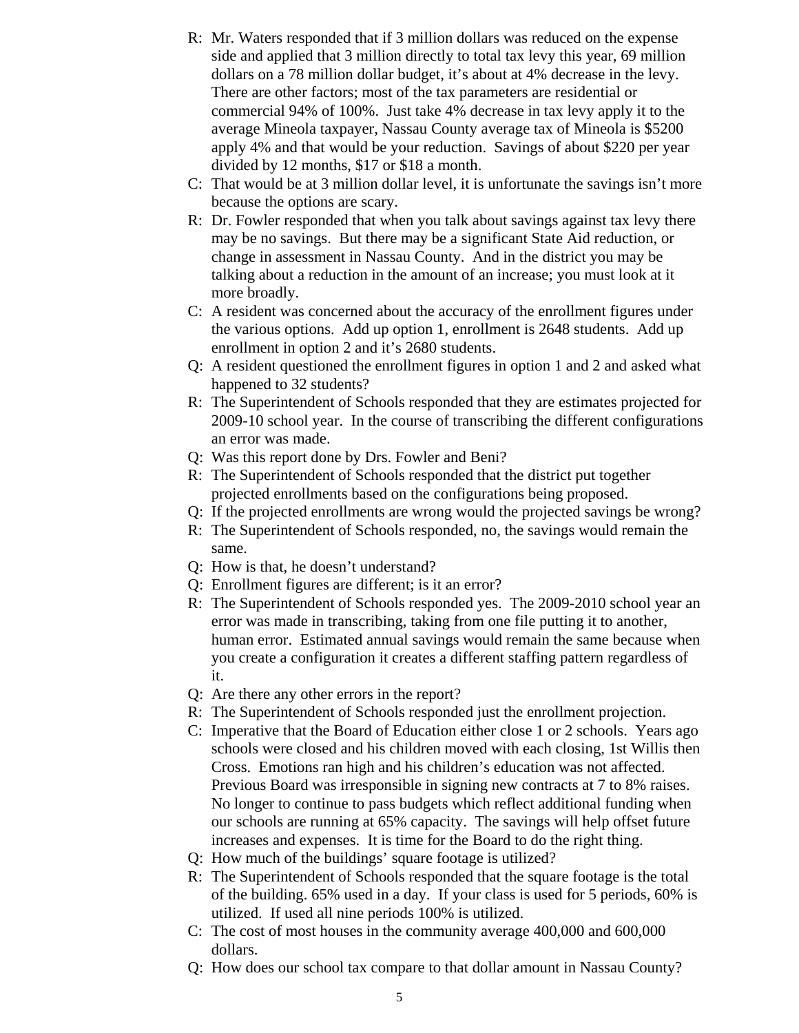R: Mr. Waters responded that if 3 million dollars was reduced on the expense side and applied that 3 million directly to total tax levy this year, 69 million dollars on a 78 million dollar budget, it's about at 4% decrease in the levy. There are other factors; most of the tax parameters are residential or commercial 94% of 100%. Just take 4% decrease in tax levy apply it to the average Mineola taxpayer, Nassau County average tax of Mineola is $5200 apply 4% and that would be your reduction. Savings of about $220 per year divided by 12 months, $17 or $18 a month.

C: That would be at 3 million dollar level, it is unfortunate the savings isn't more because the options are scary.

R: Dr. Fowler responded that when you talk about savings against tax levy there may be no savings. But there may be a significant State Aid reduction, or change in assessment in Nassau County. And in the district you may be talking about a reduction in the amount of an increase; you must look at it more broadly.

C: A resident was concerned about the accuracy of the enrollment figures under the various options. Add up option 1, enrollment is 2648 students. Add up enrollment in option 2 and it's 2680 students.

Q: A resident questioned the enrollment figures in option 1 and 2 and asked what happened to 32 students?

R: The Superintendent of Schools responded that they are estimates projected for 2009-10 school year. In the course of transcribing the different configurations an error was made.

Q: Was this report done by Drs. Fowler and Beni?

R: The Superintendent of Schools responded that the district put together projected enrollments based on the configurations being proposed.

Q: If the projected enrollments are wrong would the projected savings be wrong?

R: The Superintendent of Schools responded, no, the savings would remain the same.

Q: How is that, he doesn't understand?

Q: Enrollment figures are different; is it an error?

R: The Superintendent of Schools responded yes. The 2009-2010 school year an error was made in transcribing, taking from one file putting it to another, human error. Estimated annual savings would remain the same because when you create a configuration it creates a different staffing pattern regardless of it.

Q: Are there any other errors in the report?

R: The Superintendent of Schools responded just the enrollment projection.

C: Imperative that the Board of Education either close 1 or 2 schools. Years ago schools were closed and his children moved with each closing, 1st Willis then Cross. Emotions ran high and his children's education was not affected. Previous Board was irresponsible in signing new contracts at 7 to 8% raises. No longer to continue to pass budgets which reflect additional funding when our schools are running at 65% capacity. The savings will help offset future increases and expenses. It is time for the Board to do the right thing.

Q: How much of the buildings' square footage is utilized?

R: The Superintendent of Schools responded that the square footage is the total of the building. 65% used in a day. If your class is used for 5 periods, 60% is utilized. If used all nine periods 100% is utilized.

C: The cost of most houses in the community average 400,000 and 600,000 dollars.

Q: How does our school tax compare to that dollar amount in Nassau County?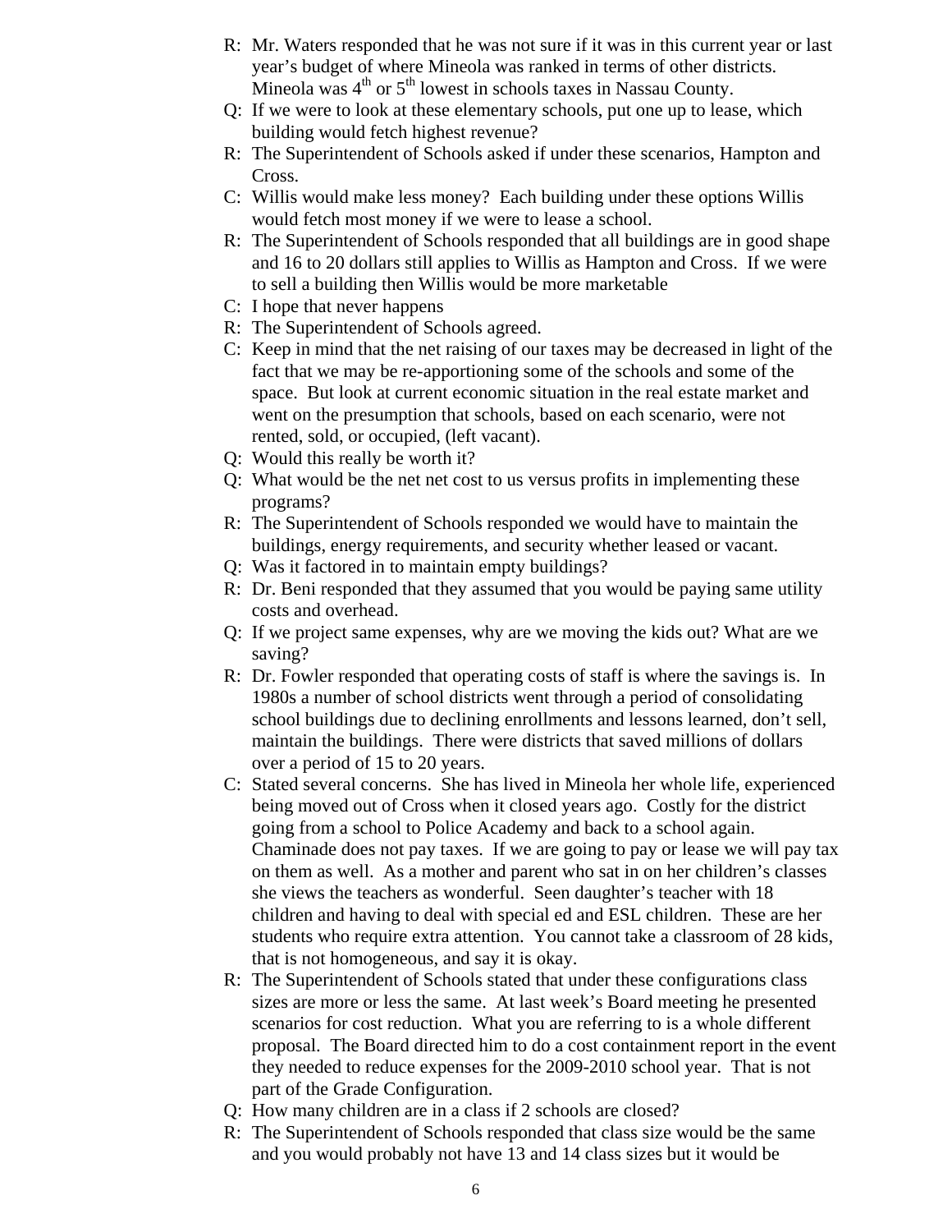R: Mr. Waters responded that he was not sure if it was in this current year or last year's budget of where Mineola was ranked in terms of other districts. Mineola was 4th or 5th lowest in schools taxes in Nassau County.

Q: If we were to look at these elementary schools, put one up to lease, which building would fetch highest revenue?

R: The Superintendent of Schools asked if under these scenarios, Hampton and Cross.

C: Willis would make less money? Each building under these options Willis would fetch most money if we were to lease a school.

R: The Superintendent of Schools responded that all buildings are in good shape and 16 to 20 dollars still applies to Willis as Hampton and Cross. If we were to sell a building then Willis would be more marketable

C: I hope that never happens

R: The Superintendent of Schools agreed.

C: Keep in mind that the net raising of our taxes may be decreased in light of the fact that we may be re-apportioning some of the schools and some of the space. But look at current economic situation in the real estate market and went on the presumption that schools, based on each scenario, were not rented, sold, or occupied, (left vacant).

Q: Would this really be worth it?

Q: What would be the net net cost to us versus profits in implementing these programs?

R: The Superintendent of Schools responded we would have to maintain the buildings, energy requirements, and security whether leased or vacant.

Q: Was it factored in to maintain empty buildings?

R: Dr. Beni responded that they assumed that you would be paying same utility costs and overhead.

Q: If we project same expenses, why are we moving the kids out? What are we saving?

R: Dr. Fowler responded that operating costs of staff is where the savings is. In 1980s a number of school districts went through a period of consolidating school buildings due to declining enrollments and lessons learned, don't sell, maintain the buildings. There were districts that saved millions of dollars over a period of 15 to 20 years.

C: Stated several concerns. She has lived in Mineola her whole life, experienced being moved out of Cross when it closed years ago. Costly for the district going from a school to Police Academy and back to a school again. Chaminade does not pay taxes. If we are going to pay or lease we will pay tax on them as well. As a mother and parent who sat in on her children's classes she views the teachers as wonderful. Seen daughter's teacher with 18 children and having to deal with special ed and ESL children. These are her students who require extra attention. You cannot take a classroom of 28 kids, that is not homogeneous, and say it is okay.

R: The Superintendent of Schools stated that under these configurations class sizes are more or less the same. At last week's Board meeting he presented scenarios for cost reduction. What you are referring to is a whole different proposal. The Board directed him to do a cost containment report in the event they needed to reduce expenses for the 2009-2010 school year. That is not part of the Grade Configuration.

Q: How many children are in a class if 2 schools are closed?

R: The Superintendent of Schools responded that class size would be the same and you would probably not have 13 and 14 class sizes but it would be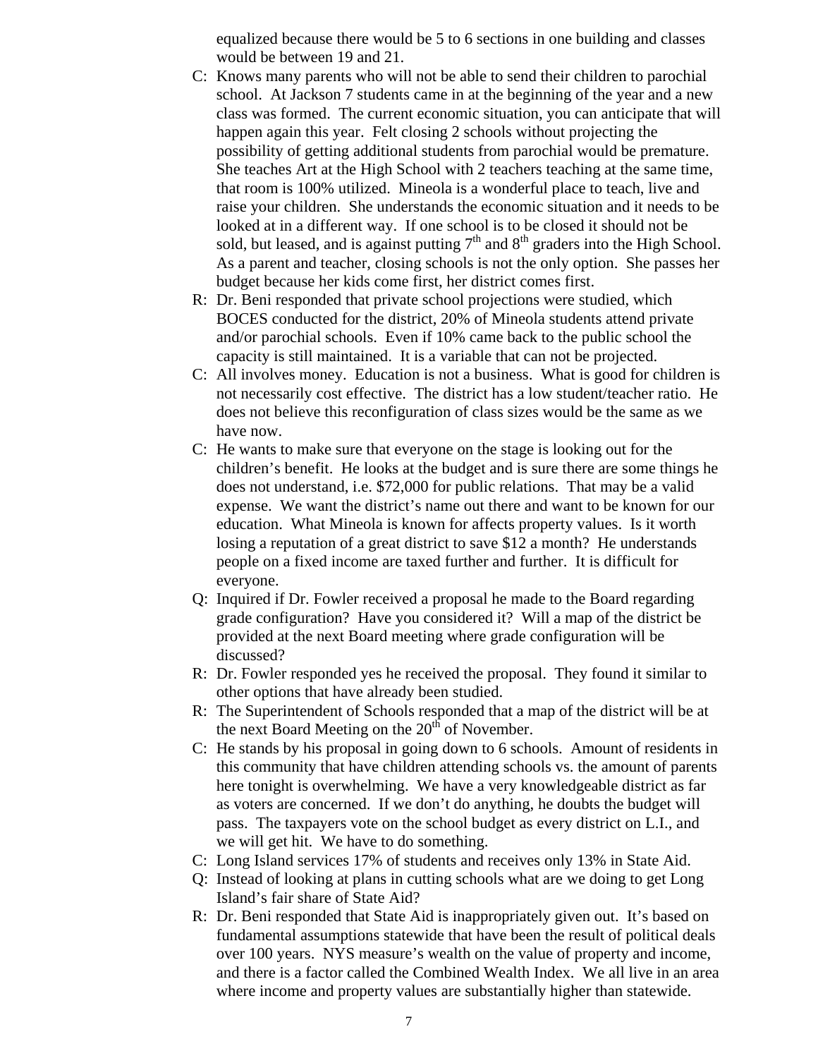equalized because there would be 5 to 6 sections in one building and classes would be between 19 and 21.

C: Knows many parents who will not be able to send their children to parochial school. At Jackson 7 students came in at the beginning of the year and a new class was formed. The current economic situation, you can anticipate that will happen again this year. Felt closing 2 schools without projecting the possibility of getting additional students from parochial would be premature. She teaches Art at the High School with 2 teachers teaching at the same time, that room is 100% utilized. Mineola is a wonderful place to teach, live and raise your children. She understands the economic situation and it needs to be looked at in a different way. If one school is to be closed it should not be sold, but leased, and is against putting 7th and 8th graders into the High School. As a parent and teacher, closing schools is not the only option. She passes her budget because her kids come first, her district comes first.

R: Dr. Beni responded that private school projections were studied, which BOCES conducted for the district, 20% of Mineola students attend private and/or parochial schools. Even if 10% came back to the public school the capacity is still maintained. It is a variable that can not be projected.

C: All involves money. Education is not a business. What is good for children is not necessarily cost effective. The district has a low student/teacher ratio. He does not believe this reconfiguration of class sizes would be the same as we have now.

C: He wants to make sure that everyone on the stage is looking out for the children's benefit. He looks at the budget and is sure there are some things he does not understand, i.e. $72,000 for public relations. That may be a valid expense. We want the district's name out there and want to be known for our education. What Mineola is known for affects property values. Is it worth losing a reputation of a great district to save $12 a month? He understands people on a fixed income are taxed further and further. It is difficult for everyone.

Q: Inquired if Dr. Fowler received a proposal he made to the Board regarding grade configuration? Have you considered it? Will a map of the district be provided at the next Board meeting where grade configuration will be discussed?

R: Dr. Fowler responded yes he received the proposal. They found it similar to other options that have already been studied.

R: The Superintendent of Schools responded that a map of the district will be at the next Board Meeting on the 20th of November.

C: He stands by his proposal in going down to 6 schools. Amount of residents in this community that have children attending schools vs. the amount of parents here tonight is overwhelming. We have a very knowledgeable district as far as voters are concerned. If we don't do anything, he doubts the budget will pass. The taxpayers vote on the school budget as every district on L.I., and we will get hit. We have to do something.

C: Long Island services 17% of students and receives only 13% in State Aid.

Q: Instead of looking at plans in cutting schools what are we doing to get Long Island's fair share of State Aid?

R: Dr. Beni responded that State Aid is inappropriately given out. It's based on fundamental assumptions statewide that have been the result of political deals over 100 years. NYS measure's wealth on the value of property and income, and there is a factor called the Combined Wealth Index. We all live in an area where income and property values are substantially higher than statewide.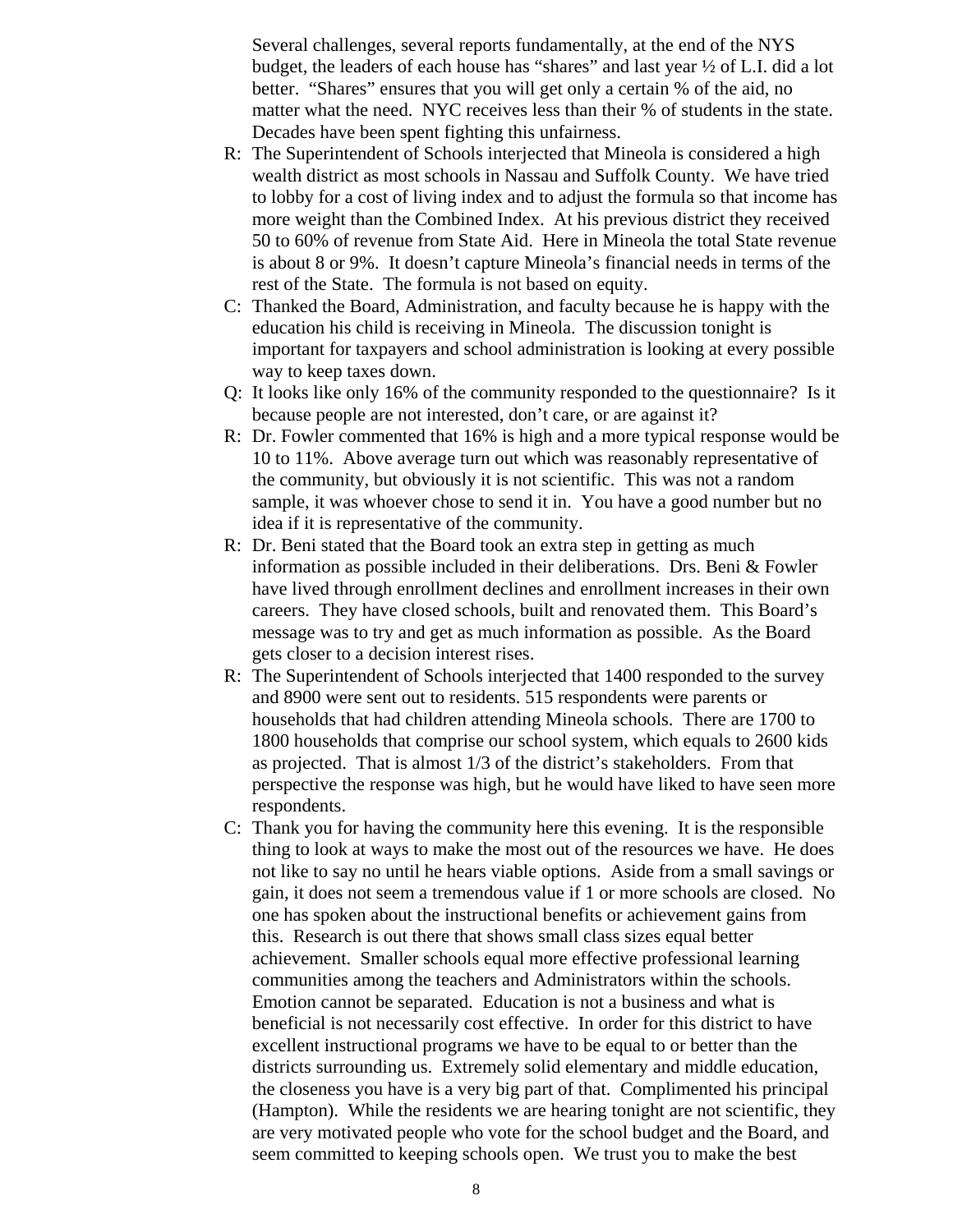Several challenges, several reports fundamentally, at the end of the NYS budget, the leaders of each house has "shares" and last year ½ of L.I. did a lot better. "Shares" ensures that you will get only a certain % of the aid, no matter what the need. NYC receives less than their % of students in the state. Decades have been spent fighting this unfairness.

R: The Superintendent of Schools interjected that Mineola is considered a high wealth district as most schools in Nassau and Suffolk County. We have tried to lobby for a cost of living index and to adjust the formula so that income has more weight than the Combined Index. At his previous district they received 50 to 60% of revenue from State Aid. Here in Mineola the total State revenue is about 8 or 9%. It doesn't capture Mineola's financial needs in terms of the rest of the State. The formula is not based on equity.

C: Thanked the Board, Administration, and faculty because he is happy with the education his child is receiving in Mineola. The discussion tonight is important for taxpayers and school administration is looking at every possible way to keep taxes down.

Q: It looks like only 16% of the community responded to the questionnaire? Is it because people are not interested, don't care, or are against it?

R: Dr. Fowler commented that 16% is high and a more typical response would be 10 to 11%. Above average turn out which was reasonably representative of the community, but obviously it is not scientific. This was not a random sample, it was whoever chose to send it in. You have a good number but no idea if it is representative of the community.

R: Dr. Beni stated that the Board took an extra step in getting as much information as possible included in their deliberations. Drs. Beni & Fowler have lived through enrollment declines and enrollment increases in their own careers. They have closed schools, built and renovated them. This Board's message was to try and get as much information as possible. As the Board gets closer to a decision interest rises.

R: The Superintendent of Schools interjected that 1400 responded to the survey and 8900 were sent out to residents. 515 respondents were parents or households that had children attending Mineola schools. There are 1700 to 1800 households that comprise our school system, which equals to 2600 kids as projected. That is almost 1/3 of the district's stakeholders. From that perspective the response was high, but he would have liked to have seen more respondents.

C: Thank you for having the community here this evening. It is the responsible thing to look at ways to make the most out of the resources we have. He does not like to say no until he hears viable options. Aside from a small savings or gain, it does not seem a tremendous value if 1 or more schools are closed. No one has spoken about the instructional benefits or achievement gains from this. Research is out there that shows small class sizes equal better achievement. Smaller schools equal more effective professional learning communities among the teachers and Administrators within the schools. Emotion cannot be separated. Education is not a business and what is beneficial is not necessarily cost effective. In order for this district to have excellent instructional programs we have to be equal to or better than the districts surrounding us. Extremely solid elementary and middle education, the closeness you have is a very big part of that. Complimented his principal (Hampton). While the residents we are hearing tonight are not scientific, they are very motivated people who vote for the school budget and the Board, and seem committed to keeping schools open. We trust you to make the best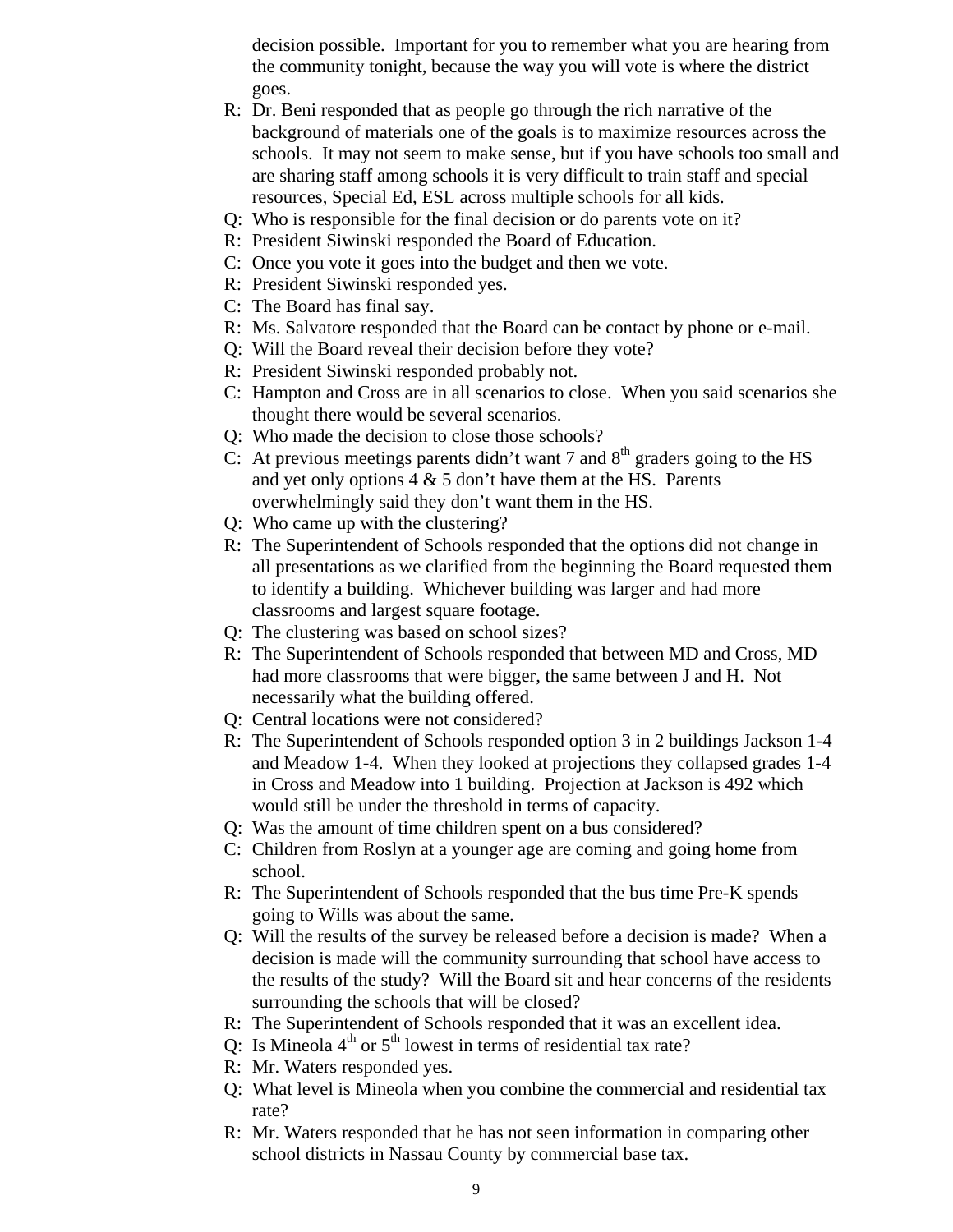decision possible. Important for you to remember what you are hearing from the community tonight, because the way you will vote is where the district goes.

R: Dr. Beni responded that as people go through the rich narrative of the background of materials one of the goals is to maximize resources across the schools. It may not seem to make sense, but if you have schools too small and are sharing staff among schools it is very difficult to train staff and special resources, Special Ed, ESL across multiple schools for all kids.

Q: Who is responsible for the final decision or do parents vote on it?

R: President Siwinski responded the Board of Education.

C: Once you vote it goes into the budget and then we vote.

R: President Siwinski responded yes.

C: The Board has final say.

R: Ms. Salvatore responded that the Board can be contact by phone or e-mail.

Q: Will the Board reveal their decision before they vote?

R: President Siwinski responded probably not.

C: Hampton and Cross are in all scenarios to close. When you said scenarios she thought there would be several scenarios.

Q: Who made the decision to close those schools?

C: At previous meetings parents didn't want 7 and 8th graders going to the HS and yet only options 4 & 5 don't have them at the HS. Parents overwhelmingly said they don't want them in the HS.

Q: Who came up with the clustering?

R: The Superintendent of Schools responded that the options did not change in all presentations as we clarified from the beginning the Board requested them to identify a building. Whichever building was larger and had more classrooms and largest square footage.

Q: The clustering was based on school sizes?

R: The Superintendent of Schools responded that between MD and Cross, MD had more classrooms that were bigger, the same between J and H. Not necessarily what the building offered.

Q: Central locations were not considered?

R: The Superintendent of Schools responded option 3 in 2 buildings Jackson 1-4 and Meadow 1-4. When they looked at projections they collapsed grades 1-4 in Cross and Meadow into 1 building. Projection at Jackson is 492 which would still be under the threshold in terms of capacity.

Q: Was the amount of time children spent on a bus considered?

C: Children from Roslyn at a younger age are coming and going home from school.

R: The Superintendent of Schools responded that the bus time Pre-K spends going to Wills was about the same.

Q: Will the results of the survey be released before a decision is made? When a decision is made will the community surrounding that school have access to the results of the study? Will the Board sit and hear concerns of the residents surrounding the schools that will be closed?

R: The Superintendent of Schools responded that it was an excellent idea.

Q: Is Mineola 4th or 5th lowest in terms of residential tax rate?

R: Mr. Waters responded yes.

Q: What level is Mineola when you combine the commercial and residential tax rate?

R: Mr. Waters responded that he has not seen information in comparing other school districts in Nassau County by commercial base tax.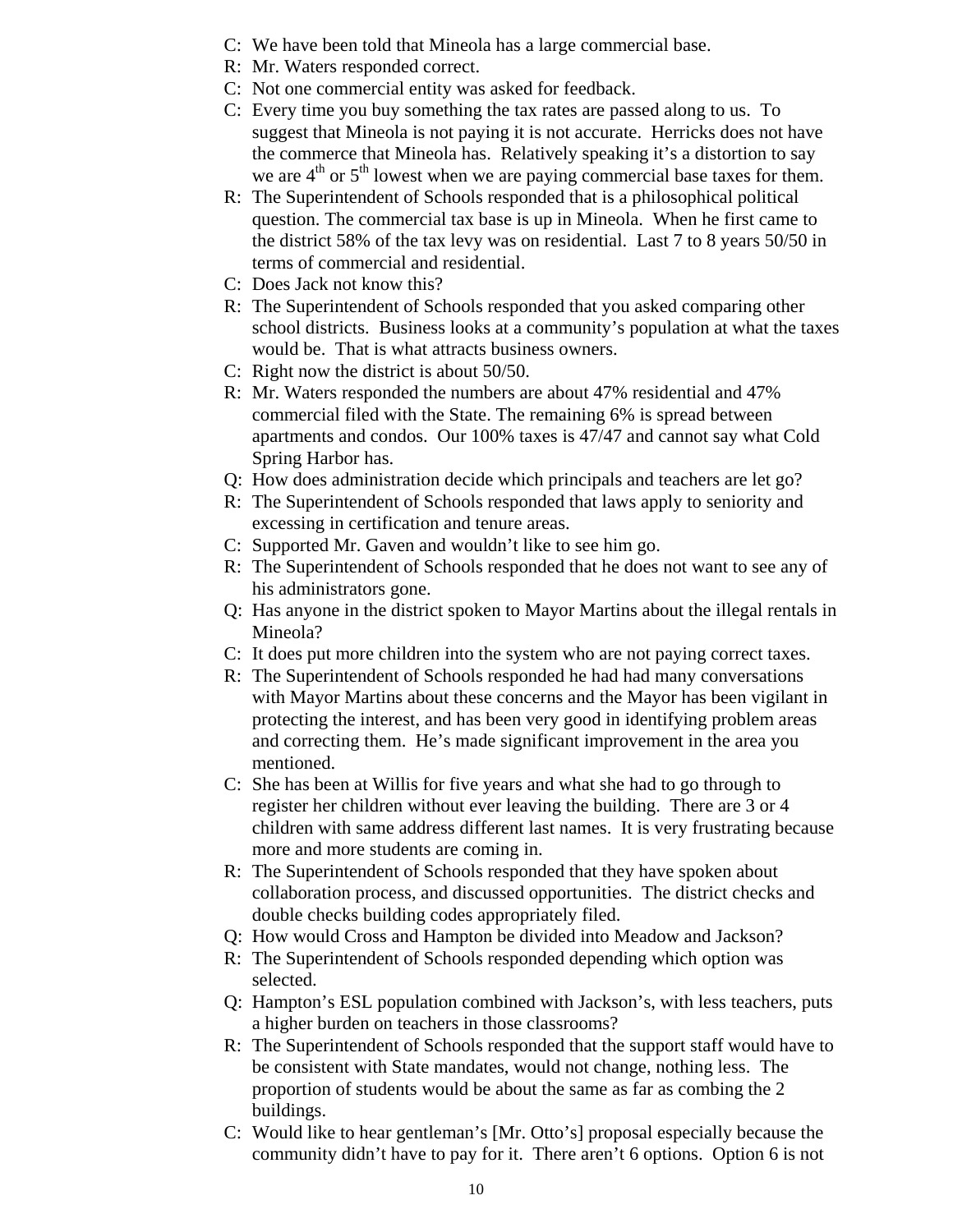C: We have been told that Mineola has a large commercial base.

R: Mr. Waters responded correct.

C: Not one commercial entity was asked for feedback.

C: Every time you buy something the tax rates are passed along to us. To suggest that Mineola is not paying it is not accurate. Herricks does not have the commerce that Mineola has. Relatively speaking it's a distortion to say we are 4th or 5th lowest when we are paying commercial base taxes for them.

R: The Superintendent of Schools responded that is a philosophical political question. The commercial tax base is up in Mineola. When he first came to the district 58% of the tax levy was on residential. Last 7 to 8 years 50/50 in terms of commercial and residential.

C: Does Jack not know this?

R: The Superintendent of Schools responded that you asked comparing other school districts. Business looks at a community's population at what the taxes would be. That is what attracts business owners.

C: Right now the district is about 50/50.

R: Mr. Waters responded the numbers are about 47% residential and 47% commercial filed with the State. The remaining 6% is spread between apartments and condos. Our 100% taxes is 47/47 and cannot say what Cold Spring Harbor has.

Q: How does administration decide which principals and teachers are let go?

R: The Superintendent of Schools responded that laws apply to seniority and excessing in certification and tenure areas.

C: Supported Mr. Gaven and wouldn't like to see him go.

R: The Superintendent of Schools responded that he does not want to see any of his administrators gone.

Q: Has anyone in the district spoken to Mayor Martins about the illegal rentals in Mineola?

C: It does put more children into the system who are not paying correct taxes.

R: The Superintendent of Schools responded he had had many conversations with Mayor Martins about these concerns and the Mayor has been vigilant in protecting the interest, and has been very good in identifying problem areas and correcting them. He's made significant improvement in the area you mentioned.

C: She has been at Willis for five years and what she had to go through to register her children without ever leaving the building. There are 3 or 4 children with same address different last names. It is very frustrating because more and more students are coming in.

R: The Superintendent of Schools responded that they have spoken about collaboration process, and discussed opportunities. The district checks and double checks building codes appropriately filed.

Q: How would Cross and Hampton be divided into Meadow and Jackson?

R: The Superintendent of Schools responded depending which option was selected.

Q: Hampton's ESL population combined with Jackson's, with less teachers, puts a higher burden on teachers in those classrooms?

R: The Superintendent of Schools responded that the support staff would have to be consistent with State mandates, would not change, nothing less. The proportion of students would be about the same as far as combing the 2 buildings.

C: Would like to hear gentleman's [Mr. Otto's] proposal especially because the community didn't have to pay for it. There aren't 6 options. Option 6 is not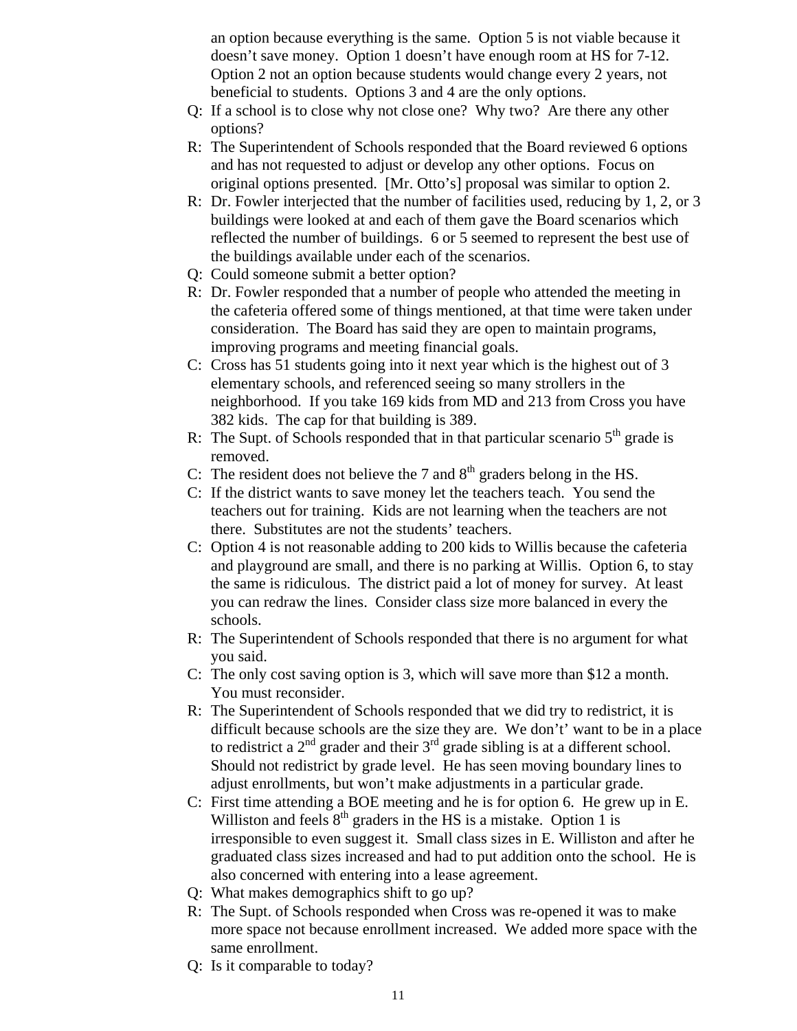an option because everything is the same. Option 5 is not viable because it doesn't save money. Option 1 doesn't have enough room at HS for 7-12. Option 2 not an option because students would change every 2 years, not beneficial to students. Options 3 and 4 are the only options.

Q: If a school is to close why not close one? Why two? Are there any other options?

R: The Superintendent of Schools responded that the Board reviewed 6 options and has not requested to adjust or develop any other options. Focus on original options presented. [Mr. Otto's] proposal was similar to option 2.

R: Dr. Fowler interjected that the number of facilities used, reducing by 1, 2, or 3 buildings were looked at and each of them gave the Board scenarios which reflected the number of buildings. 6 or 5 seemed to represent the best use of the buildings available under each of the scenarios.

Q: Could someone submit a better option?

R: Dr. Fowler responded that a number of people who attended the meeting in the cafeteria offered some of things mentioned, at that time were taken under consideration. The Board has said they are open to maintain programs, improving programs and meeting financial goals.

C: Cross has 51 students going into it next year which is the highest out of 3 elementary schools, and referenced seeing so many strollers in the neighborhood. If you take 169 kids from MD and 213 from Cross you have 382 kids. The cap for that building is 389.

R: The Supt. of Schools responded that in that particular scenario 5th grade is removed.

C: The resident does not believe the 7 and 8th graders belong in the HS.

C: If the district wants to save money let the teachers teach. You send the teachers out for training. Kids are not learning when the teachers are not there. Substitutes are not the students' teachers.

C: Option 4 is not reasonable adding to 200 kids to Willis because the cafeteria and playground are small, and there is no parking at Willis. Option 6, to stay the same is ridiculous. The district paid a lot of money for survey. At least you can redraw the lines. Consider class size more balanced in every the schools.

R: The Superintendent of Schools responded that there is no argument for what you said.

C: The only cost saving option is 3, which will save more than $12 a month. You must reconsider.

R: The Superintendent of Schools responded that we did try to redistrict, it is difficult because schools are the size they are. We don't' want to be in a place to redistrict a 2nd grader and their 3rd grade sibling is at a different school. Should not redistrict by grade level. He has seen moving boundary lines to adjust enrollments, but won't make adjustments in a particular grade.

C: First time attending a BOE meeting and he is for option 6. He grew up in E. Williston and feels 8th graders in the HS is a mistake. Option 1 is irresponsible to even suggest it. Small class sizes in E. Williston and after he graduated class sizes increased and had to put addition onto the school. He is also concerned with entering into a lease agreement.

Q: What makes demographics shift to go up?

R: The Supt. of Schools responded when Cross was re-opened it was to make more space not because enrollment increased. We added more space with the same enrollment.

Q: Is it comparable to today?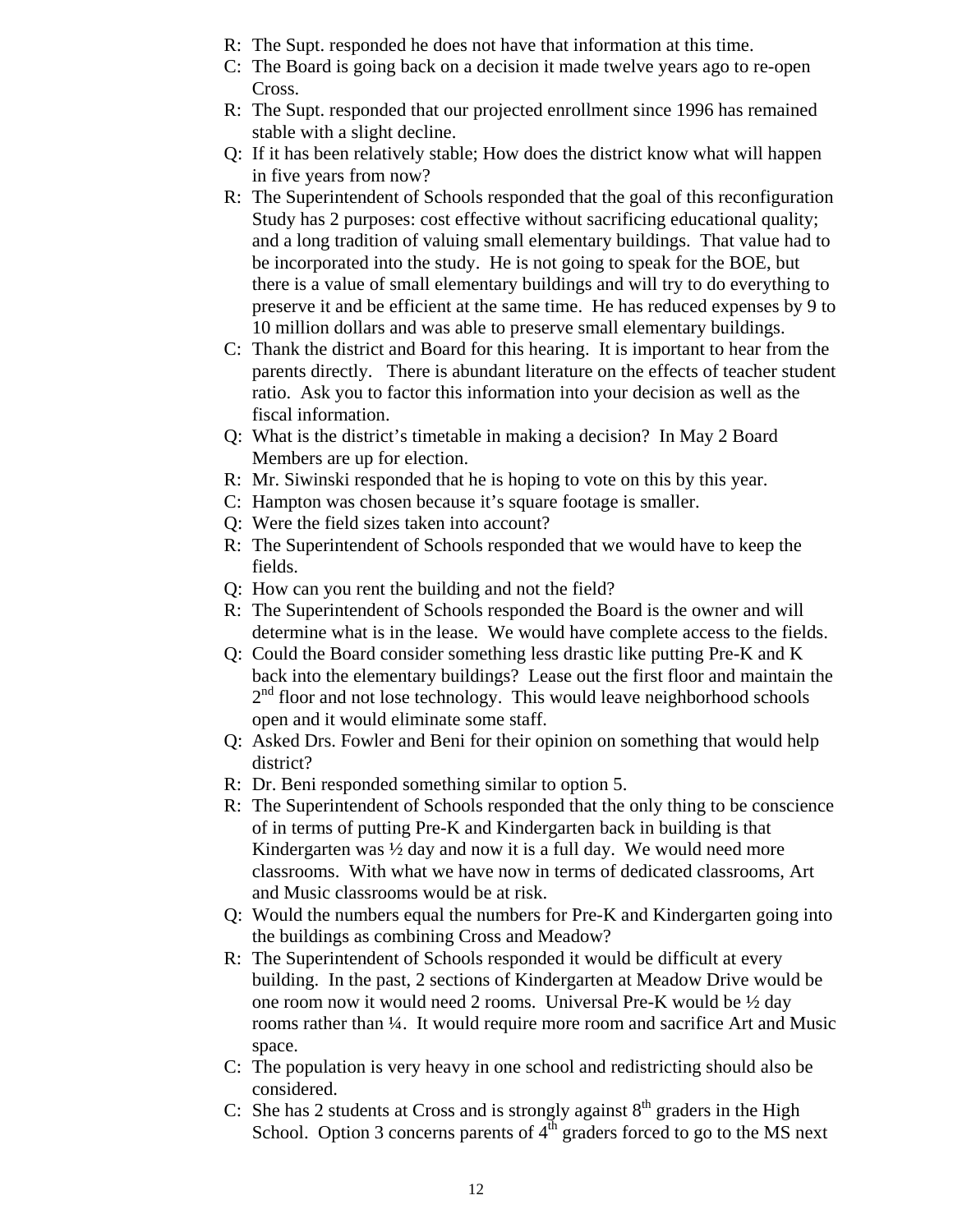R: The Supt. responded he does not have that information at this time.

C: The Board is going back on a decision it made twelve years ago to re-open Cross.

R: The Supt. responded that our projected enrollment since 1996 has remained stable with a slight decline.

Q: If it has been relatively stable; How does the district know what will happen in five years from now?

R: The Superintendent of Schools responded that the goal of this reconfiguration Study has 2 purposes: cost effective without sacrificing educational quality; and a long tradition of valuing small elementary buildings. That value had to be incorporated into the study. He is not going to speak for the BOE, but there is a value of small elementary buildings and will try to do everything to preserve it and be efficient at the same time. He has reduced expenses by 9 to 10 million dollars and was able to preserve small elementary buildings.

C: Thank the district and Board for this hearing. It is important to hear from the parents directly. There is abundant literature on the effects of teacher student ratio. Ask you to factor this information into your decision as well as the fiscal information.

Q: What is the district's timetable in making a decision? In May 2 Board Members are up for election.

R: Mr. Siwinski responded that he is hoping to vote on this by this year.

C: Hampton was chosen because it's square footage is smaller.

Q: Were the field sizes taken into account?

R: The Superintendent of Schools responded that we would have to keep the fields.

Q: How can you rent the building and not the field?

R: The Superintendent of Schools responded the Board is the owner and will determine what is in the lease. We would have complete access to the fields.

Q: Could the Board consider something less drastic like putting Pre-K and K back into the elementary buildings? Lease out the first floor and maintain the 2nd floor and not lose technology. This would leave neighborhood schools open and it would eliminate some staff.

Q: Asked Drs. Fowler and Beni for their opinion on something that would help district?

R: Dr. Beni responded something similar to option 5.

R: The Superintendent of Schools responded that the only thing to be conscience of in terms of putting Pre-K and Kindergarten back in building is that Kindergarten was ½ day and now it is a full day. We would need more classrooms. With what we have now in terms of dedicated classrooms, Art and Music classrooms would be at risk.

Q: Would the numbers equal the numbers for Pre-K and Kindergarten going into the buildings as combining Cross and Meadow?

R: The Superintendent of Schools responded it would be difficult at every building. In the past, 2 sections of Kindergarten at Meadow Drive would be one room now it would need 2 rooms. Universal Pre-K would be ½ day rooms rather than ¼. It would require more room and sacrifice Art and Music space.

C: The population is very heavy in one school and redistricting should also be considered.

C: She has 2 students at Cross and is strongly against 8th graders in the High School. Option 3 concerns parents of 4th graders forced to go to the MS next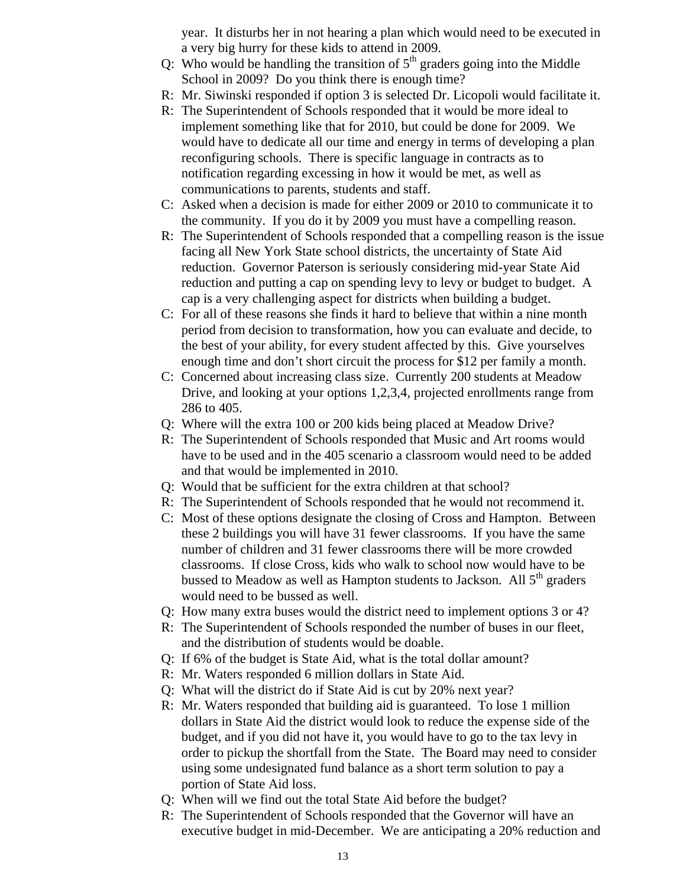year. It disturbs her in not hearing a plan which would need to be executed in a very big hurry for these kids to attend in 2009.

Q: Who would be handling the transition of 5th graders going into the Middle School in 2009? Do you think there is enough time?

R: Mr. Siwinski responded if option 3 is selected Dr. Licopoli would facilitate it.

R: The Superintendent of Schools responded that it would be more ideal to implement something like that for 2010, but could be done for 2009. We would have to dedicate all our time and energy in terms of developing a plan reconfiguring schools. There is specific language in contracts as to notification regarding excessing in how it would be met, as well as communications to parents, students and staff.

C: Asked when a decision is made for either 2009 or 2010 to communicate it to the community. If you do it by 2009 you must have a compelling reason.

R: The Superintendent of Schools responded that a compelling reason is the issue facing all New York State school districts, the uncertainty of State Aid reduction. Governor Paterson is seriously considering mid-year State Aid reduction and putting a cap on spending levy to levy or budget to budget. A cap is a very challenging aspect for districts when building a budget.

C: For all of these reasons she finds it hard to believe that within a nine month period from decision to transformation, how you can evaluate and decide, to the best of your ability, for every student affected by this. Give yourselves enough time and don't short circuit the process for $12 per family a month.

C: Concerned about increasing class size. Currently 200 students at Meadow Drive, and looking at your options 1,2,3,4, projected enrollments range from 286 to 405.

Q: Where will the extra 100 or 200 kids being placed at Meadow Drive?

R: The Superintendent of Schools responded that Music and Art rooms would have to be used and in the 405 scenario a classroom would need to be added and that would be implemented in 2010.

Q: Would that be sufficient for the extra children at that school?

R: The Superintendent of Schools responded that he would not recommend it.

C: Most of these options designate the closing of Cross and Hampton. Between these 2 buildings you will have 31 fewer classrooms. If you have the same number of children and 31 fewer classrooms there will be more crowded classrooms. If close Cross, kids who walk to school now would have to be bussed to Meadow as well as Hampton students to Jackson. All 5th graders would need to be bussed as well.

Q: How many extra buses would the district need to implement options 3 or 4?

R: The Superintendent of Schools responded the number of buses in our fleet, and the distribution of students would be doable.

Q: If 6% of the budget is State Aid, what is the total dollar amount?

R: Mr. Waters responded 6 million dollars in State Aid.

Q: What will the district do if State Aid is cut by 20% next year?

R: Mr. Waters responded that building aid is guaranteed. To lose 1 million dollars in State Aid the district would look to reduce the expense side of the budget, and if you did not have it, you would have to go to the tax levy in order to pickup the shortfall from the State. The Board may need to consider using some undesignated fund balance as a short term solution to pay a portion of State Aid loss.

Q: When will we find out the total State Aid before the budget?

R: The Superintendent of Schools responded that the Governor will have an executive budget in mid-December. We are anticipating a 20% reduction and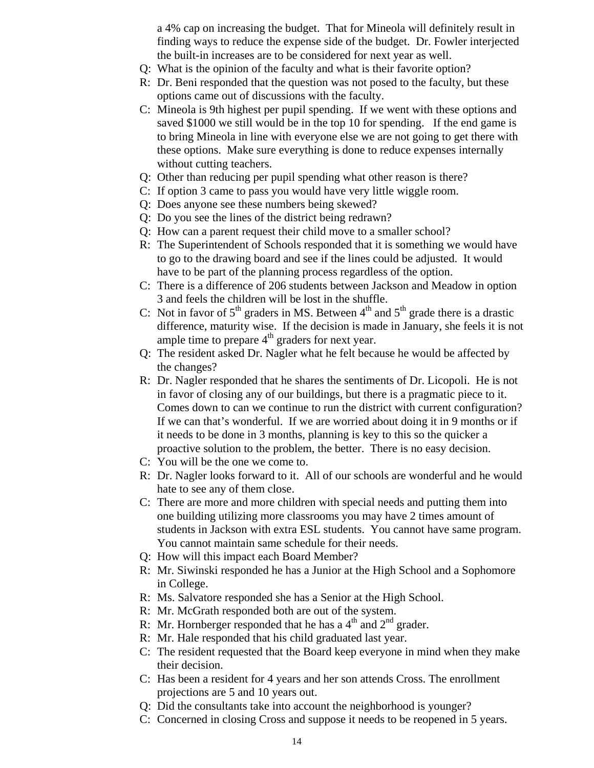a 4% cap on increasing the budget. That for Mineola will definitely result in finding ways to reduce the expense side of the budget. Dr. Fowler interjected the built-in increases are to be considered for next year as well.

Q: What is the opinion of the faculty and what is their favorite option?

R: Dr. Beni responded that the question was not posed to the faculty, but these options came out of discussions with the faculty.

C: Mineola is 9th highest per pupil spending. If we went with these options and saved $1000 we still would be in the top 10 for spending. If the end game is to bring Mineola in line with everyone else we are not going to get there with these options. Make sure everything is done to reduce expenses internally without cutting teachers.

Q: Other than reducing per pupil spending what other reason is there?

C: If option 3 came to pass you would have very little wiggle room.

Q: Does anyone see these numbers being skewed?

Q: Do you see the lines of the district being redrawn?

Q: How can a parent request their child move to a smaller school?

R: The Superintendent of Schools responded that it is something we would have to go to the drawing board and see if the lines could be adjusted. It would have to be part of the planning process regardless of the option.

C: There is a difference of 206 students between Jackson and Meadow in option 3 and feels the children will be lost in the shuffle.

C: Not in favor of 5th graders in MS. Between 4th and 5th grade there is a drastic difference, maturity wise. If the decision is made in January, she feels it is not ample time to prepare 4th graders for next year.

Q: The resident asked Dr. Nagler what he felt because he would be affected by the changes?

R: Dr. Nagler responded that he shares the sentiments of Dr. Licopoli. He is not in favor of closing any of our buildings, but there is a pragmatic piece to it. Comes down to can we continue to run the district with current configuration? If we can that's wonderful. If we are worried about doing it in 9 months or if it needs to be done in 3 months, planning is key to this so the quicker a proactive solution to the problem, the better. There is no easy decision.

C: You will be the one we come to.

R: Dr. Nagler looks forward to it. All of our schools are wonderful and he would hate to see any of them close.

C: There are more and more children with special needs and putting them into one building utilizing more classrooms you may have 2 times amount of students in Jackson with extra ESL students. You cannot have same program. You cannot maintain same schedule for their needs.

Q: How will this impact each Board Member?

R: Mr. Siwinski responded he has a Junior at the High School and a Sophomore in College.

R: Ms. Salvatore responded she has a Senior at the High School.

R: Mr. McGrath responded both are out of the system.

R: Mr. Hornberger responded that he has a 4th and 2nd grader.

R: Mr. Hale responded that his child graduated last year.

C: The resident requested that the Board keep everyone in mind when they make their decision.

C: Has been a resident for 4 years and her son attends Cross. The enrollment projections are 5 and 10 years out.

Q: Did the consultants take into account the neighborhood is younger?

C: Concerned in closing Cross and suppose it needs to be reopened in 5 years.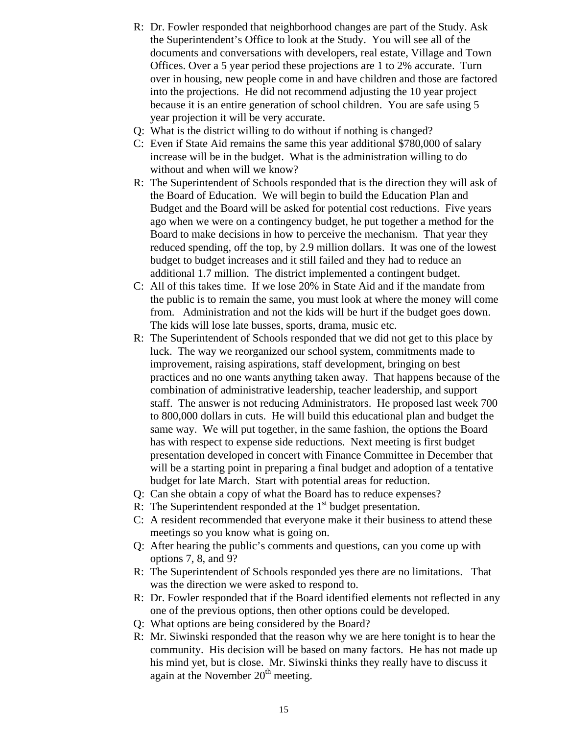R: Dr. Fowler responded that neighborhood changes are part of the Study. Ask the Superintendent's Office to look at the Study. You will see all of the documents and conversations with developers, real estate, Village and Town Offices. Over a 5 year period these projections are 1 to 2% accurate. Turn over in housing, new people come in and have children and those are factored into the projections. He did not recommend adjusting the 10 year project because it is an entire generation of school children. You are safe using 5 year projection it will be very accurate.

Q: What is the district willing to do without if nothing is changed?

C: Even if State Aid remains the same this year additional $780,000 of salary increase will be in the budget. What is the administration willing to do without and when will we know?

R: The Superintendent of Schools responded that is the direction they will ask of the Board of Education. We will begin to build the Education Plan and Budget and the Board will be asked for potential cost reductions. Five years ago when we were on a contingency budget, he put together a method for the Board to make decisions in how to perceive the mechanism. That year they reduced spending, off the top, by 2.9 million dollars. It was one of the lowest budget to budget increases and it still failed and they had to reduce an additional 1.7 million. The district implemented a contingent budget.

C: All of this takes time. If we lose 20% in State Aid and if the mandate from the public is to remain the same, you must look at where the money will come from. Administration and not the kids will be hurt if the budget goes down. The kids will lose late busses, sports, drama, music etc.

R: The Superintendent of Schools responded that we did not get to this place by luck. The way we reorganized our school system, commitments made to improvement, raising aspirations, staff development, bringing on best practices and no one wants anything taken away. That happens because of the combination of administrative leadership, teacher leadership, and support staff. The answer is not reducing Administrators. He proposed last week 700 to 800,000 dollars in cuts. He will build this educational plan and budget the same way. We will put together, in the same fashion, the options the Board has with respect to expense side reductions. Next meeting is first budget presentation developed in concert with Finance Committee in December that will be a starting point in preparing a final budget and adoption of a tentative budget for late March. Start with potential areas for reduction.

Q: Can she obtain a copy of what the Board has to reduce expenses?

R: The Superintendent responded at the 1st budget presentation.

C: A resident recommended that everyone make it their business to attend these meetings so you know what is going on.

Q: After hearing the public's comments and questions, can you come up with options 7, 8, and 9?

R: The Superintendent of Schools responded yes there are no limitations. That was the direction we were asked to respond to.

R: Dr. Fowler responded that if the Board identified elements not reflected in any one of the previous options, then other options could be developed.

Q: What options are being considered by the Board?

R: Mr. Siwinski responded that the reason why we are here tonight is to hear the community. His decision will be based on many factors. He has not made up his mind yet, but is close. Mr. Siwinski thinks they really have to discuss it again at the November 20th meeting.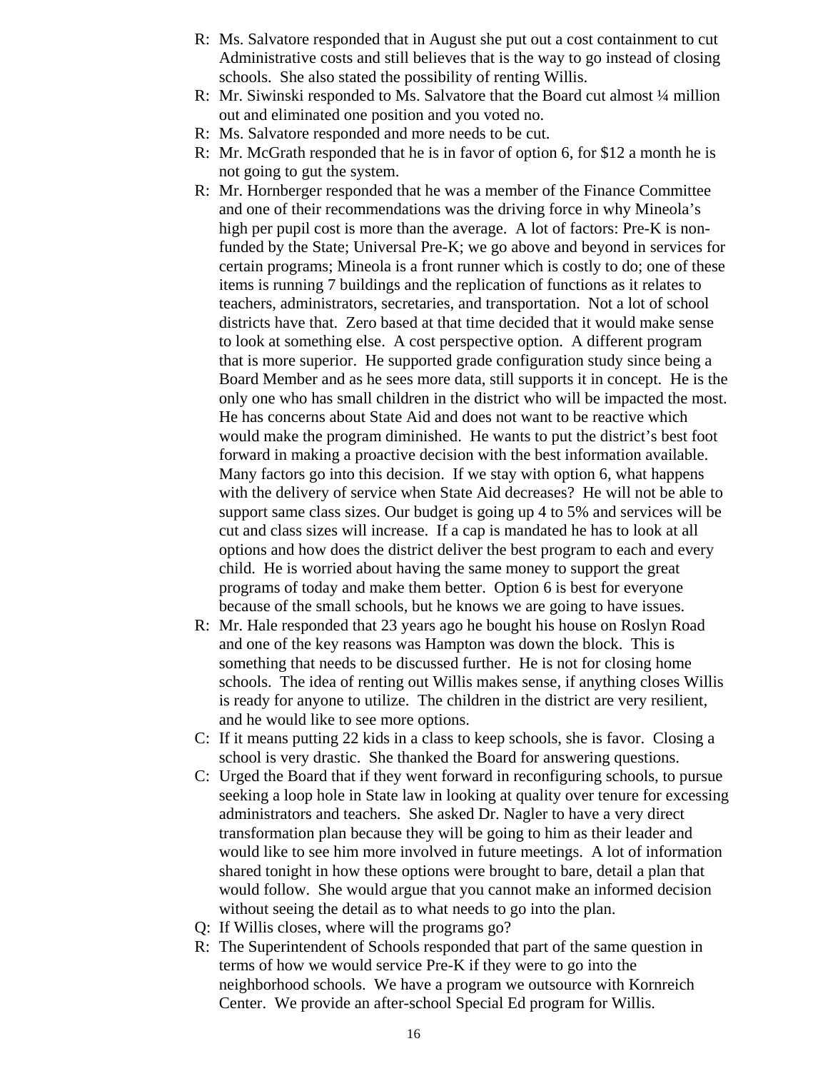R: Ms. Salvatore responded that in August she put out a cost containment to cut Administrative costs and still believes that is the way to go instead of closing schools. She also stated the possibility of renting Willis.

R: Mr. Siwinski responded to Ms. Salvatore that the Board cut almost ¼ million out and eliminated one position and you voted no.

R: Ms. Salvatore responded and more needs to be cut.

R: Mr. McGrath responded that he is in favor of option 6, for $12 a month he is not going to gut the system.

R: Mr. Hornberger responded that he was a member of the Finance Committee and one of their recommendations was the driving force in why Mineola's high per pupil cost is more than the average. A lot of factors: Pre-K is non-funded by the State; Universal Pre-K; we go above and beyond in services for certain programs; Mineola is a front runner which is costly to do; one of these items is running 7 buildings and the replication of functions as it relates to teachers, administrators, secretaries, and transportation. Not a lot of school districts have that. Zero based at that time decided that it would make sense to look at something else. A cost perspective option. A different program that is more superior. He supported grade configuration study since being a Board Member and as he sees more data, still supports it in concept. He is the only one who has small children in the district who will be impacted the most. He has concerns about State Aid and does not want to be reactive which would make the program diminished. He wants to put the district's best foot forward in making a proactive decision with the best information available. Many factors go into this decision. If we stay with option 6, what happens with the delivery of service when State Aid decreases? He will not be able to support same class sizes. Our budget is going up 4 to 5% and services will be cut and class sizes will increase. If a cap is mandated he has to look at all options and how does the district deliver the best program to each and every child. He is worried about having the same money to support the great programs of today and make them better. Option 6 is best for everyone because of the small schools, but he knows we are going to have issues.

R: Mr. Hale responded that 23 years ago he bought his house on Roslyn Road and one of the key reasons was Hampton was down the block. This is something that needs to be discussed further. He is not for closing home schools. The idea of renting out Willis makes sense, if anything closes Willis is ready for anyone to utilize. The children in the district are very resilient, and he would like to see more options.

C: If it means putting 22 kids in a class to keep schools, she is favor. Closing a school is very drastic. She thanked the Board for answering questions.

C: Urged the Board that if they went forward in reconfiguring schools, to pursue seeking a loop hole in State law in looking at quality over tenure for excessing administrators and teachers. She asked Dr. Nagler to have a very direct transformation plan because they will be going to him as their leader and would like to see him more involved in future meetings. A lot of information shared tonight in how these options were brought to bare, detail a plan that would follow. She would argue that you cannot make an informed decision without seeing the detail as to what needs to go into the plan.

Q: If Willis closes, where will the programs go?

R: The Superintendent of Schools responded that part of the same question in terms of how we would service Pre-K if they were to go into the neighborhood schools. We have a program we outsource with Kornreich Center. We provide an after-school Special Ed program for Willis.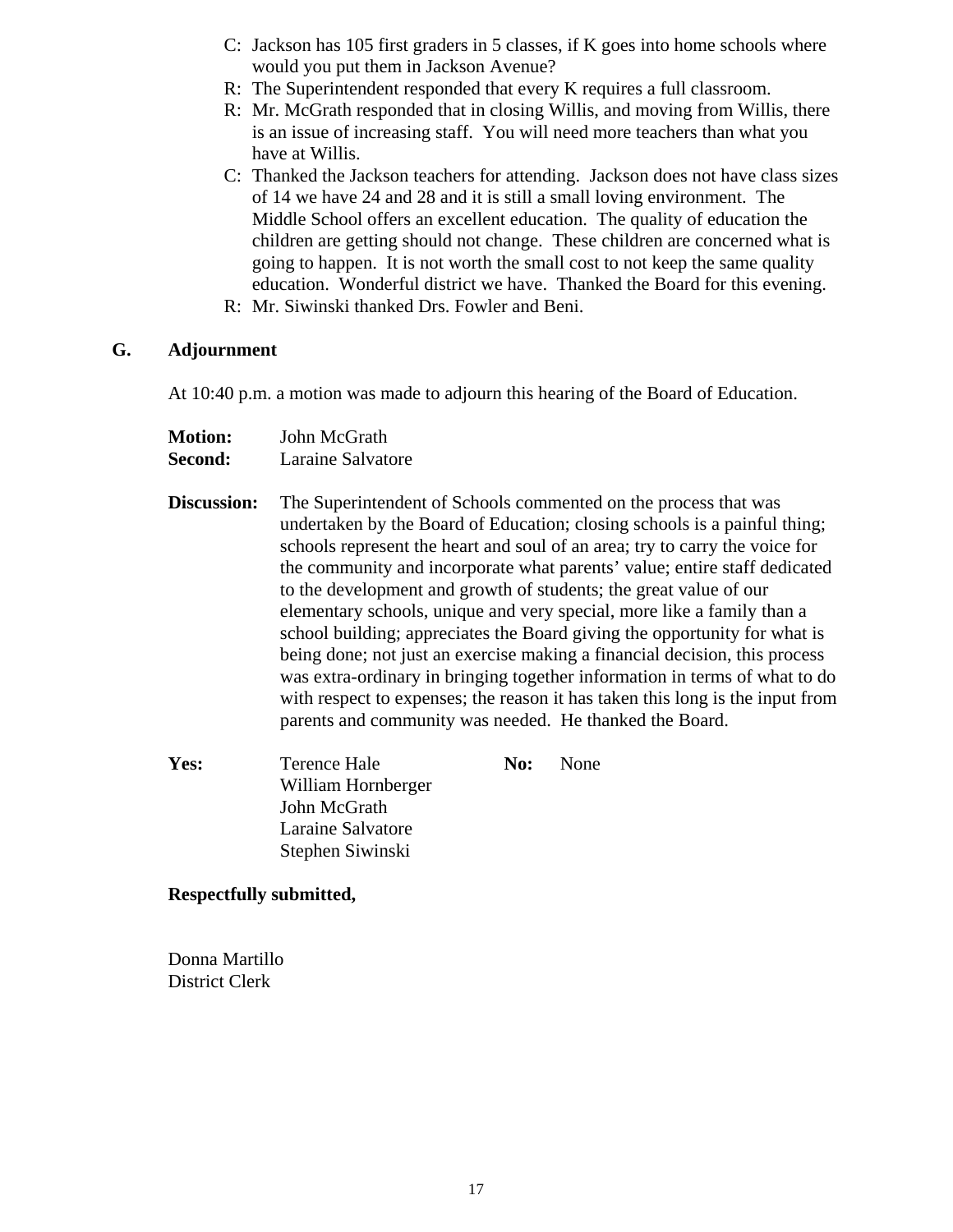- C: Jackson has 105 first graders in 5 classes, if K goes into home schools where would you put them in Jackson Avenue?
- R: The Superintendent responded that every K requires a full classroom.
- R: Mr. McGrath responded that in closing Willis, and moving from Willis, there is an issue of increasing staff. You will need more teachers than what you have at Willis.
- C: Thanked the Jackson teachers for attending. Jackson does not have class sizes of 14 we have 24 and 28 and it is still a small loving environment. The Middle School offers an excellent education. The quality of education the children are getting should not change. These children are concerned what is going to happen. It is not worth the small cost to not keep the same quality education. Wonderful district we have. Thanked the Board for this evening.
- R: Mr. Siwinski thanked Drs. Fowler and Beni.

## G. Adjournment

At 10:40 p.m. a motion was made to adjourn this hearing of the Board of Education.

**Motion:** John McGrath
**Second:** Laraine Salvatore

**Discussion:** The Superintendent of Schools commented on the process that was undertaken by the Board of Education; closing schools is a painful thing; schools represent the heart and soul of an area; try to carry the voice for the community and incorporate what parents' value; entire staff dedicated to the development and growth of students; the great value of our elementary schools, unique and very special, more like a family than a school building; appreciates the Board giving the opportunity for what is being done; not just an exercise making a financial decision, this process was extra-ordinary in bringing together information in terms of what to do with respect to expenses; the reason it has taken this long is the input from parents and community was needed. He thanked the Board.

**Yes:** Terence Hale
William Hornberger
John McGrath
Laraine Salvatore
Stephen Siwinski

**No:** None

**Respectfully submitted,**

Donna Martillo
District Clerk